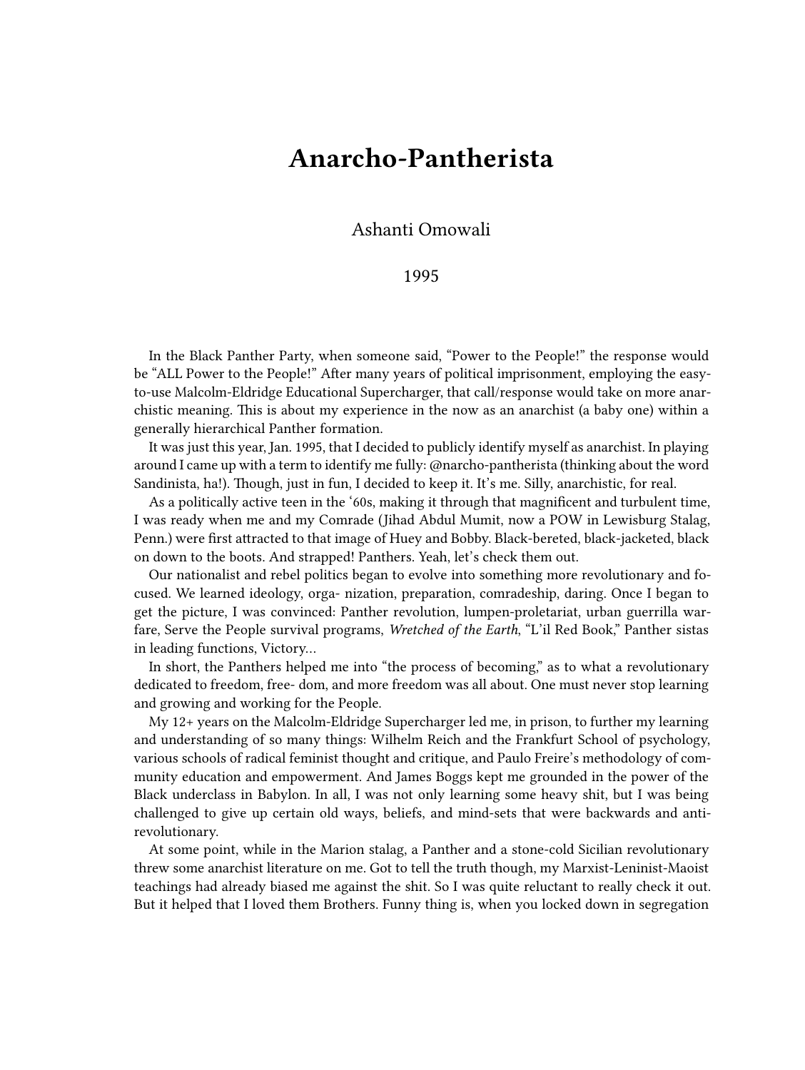# Anarcho-Pantherista

Ashanti Omowali

1995

In the Black Panther Party, when someone said, "Power to the People!" the response would be "ALL Power to the People!" After many years of political imprisonment, employing the easy-to-use Malcolm-Eldridge Educational Supercharger, that call/response would take on more anarchistic meaning. This is about my experience in the now as an anarchist (a baby one) within a generally hierarchical Panther formation.

It was just this year, Jan. 1995, that I decided to publicly identify myself as anarchist. In playing around I came up with a term to identify me fully: @narcho-pantherista (thinking about the word Sandinista, ha!). Though, just in fun, I decided to keep it. It's me. Silly, anarchistic, for real.

As a politically active teen in the '60s, making it through that magnificent and turbulent time, I was ready when me and my Comrade (Jihad Abdul Mumit, now a POW in Lewisburg Stalag, Penn.) were first attracted to that image of Huey and Bobby. Black-bereted, black-jacketed, black on down to the boots. And strapped! Panthers. Yeah, let's check them out.

Our nationalist and rebel politics began to evolve into something more revolutionary and focused. We learned ideology, orga- nization, preparation, comradeship, daring. Once I began to get the picture, I was convinced: Panther revolution, lumpen-proletariat, urban guerrilla warfare, Serve the People survival programs, *Wretched of the Earth*, "L'il Red Book," Panther sistas in leading functions, Victory…

In short, the Panthers helped me into "the process of becoming," as to what a revolutionary dedicated to freedom, free- dom, and more freedom was all about. One must never stop learning and growing and working for the People.

My 12+ years on the Malcolm-Eldridge Supercharger led me, in prison, to further my learning and understanding of so many things: Wilhelm Reich and the Frankfurt School of psychology, various schools of radical feminist thought and critique, and Paulo Freire's methodology of community education and empowerment. And James Boggs kept me grounded in the power of the Black underclass in Babylon. In all, I was not only learning some heavy shit, but I was being challenged to give up certain old ways, beliefs, and mind-sets that were backwards and anti-revolutionary.

At some point, while in the Marion stalag, a Panther and a stone-cold Sicilian revolutionary threw some anarchist literature on me. Got to tell the truth though, my Marxist-Leninist-Maoist teachings had already biased me against the shit. So I was quite reluctant to really check it out. But it helped that I loved them Brothers. Funny thing is, when you locked down in segregation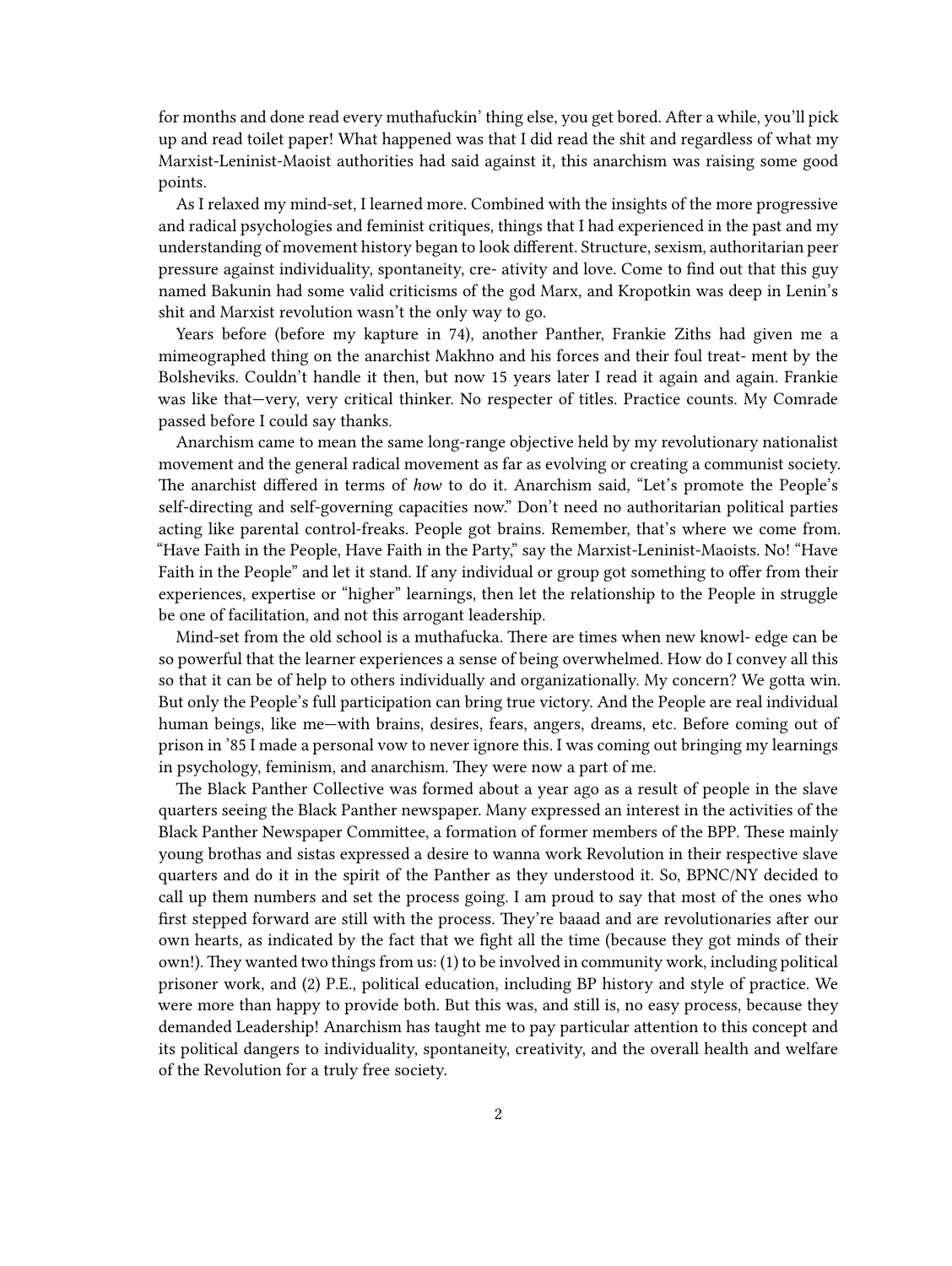for months and done read every muthafuckin' thing else, you get bored. After a while, you'll pick up and read toilet paper! What happened was that I did read the shit and regardless of what my Marxist-Leninist-Maoist authorities had said against it, this anarchism was raising some good points.

As I relaxed my mind-set, I learned more. Combined with the insights of the more progressive and radical psychologies and feminist critiques, things that I had experienced in the past and my understanding of movement history began to look different. Structure, sexism, authoritarian peer pressure against individuality, spontaneity, cre- ativity and love. Come to find out that this guy named Bakunin had some valid criticisms of the god Marx, and Kropotkin was deep in Lenin's shit and Marxist revolution wasn't the only way to go.

Years before (before my kapture in 74), another Panther, Frankie Ziths had given me a mimeographed thing on the anarchist Makhno and his forces and their foul treat- ment by the Bolsheviks. Couldn't handle it then, but now 15 years later I read it again and again. Frankie was like that—very, very critical thinker. No respecter of titles. Practice counts. My Comrade passed before I could say thanks.

Anarchism came to mean the same long-range objective held by my revolutionary nationalist movement and the general radical movement as far as evolving or creating a communist society. The anarchist differed in terms of *how* to do it. Anarchism said, "Let's promote the People's self-directing and self-governing capacities now." Don't need no authoritarian political parties acting like parental control-freaks. People got brains. Remember, that's where we come from. "Have Faith in the People, Have Faith in the Party," say the Marxist-Leninist-Maoists. No! "Have Faith in the People" and let it stand. If any individual or group got something to offer from their experiences, expertise or "higher" learnings, then let the relationship to the People in struggle be one of facilitation, and not this arrogant leadership.

Mind-set from the old school is a muthafucka. There are times when new knowl- edge can be so powerful that the learner experiences a sense of being overwhelmed. How do I convey all this so that it can be of help to others individually and organizationally. My concern? We gotta win. But only the People's full participation can bring true victory. And the People are real individual human beings, like me—with brains, desires, fears, angers, dreams, etc. Before coming out of prison in '85 I made a personal vow to never ignore this. I was coming out bringing my learnings in psychology, feminism, and anarchism. They were now a part of me.

The Black Panther Collective was formed about a year ago as a result of people in the slave quarters seeing the Black Panther newspaper. Many expressed an interest in the activities of the Black Panther Newspaper Committee, a formation of former members of the BPP. These mainly young brothas and sistas expressed a desire to wanna work Revolution in their respective slave quarters and do it in the spirit of the Panther as they understood it. So, BPNC/NY decided to call up them numbers and set the process going. I am proud to say that most of the ones who first stepped forward are still with the process. They're baaad and are revolutionaries after our own hearts, as indicated by the fact that we fight all the time (because they got minds of their own!). They wanted two things from us: (1) to be involved in community work, including political prisoner work, and (2) P.E., political education, including BP history and style of practice. We were more than happy to provide both. But this was, and still is, no easy process, because they demanded Leadership! Anarchism has taught me to pay particular attention to this concept and its political dangers to individuality, spontaneity, creativity, and the overall health and welfare of the Revolution for a truly free society.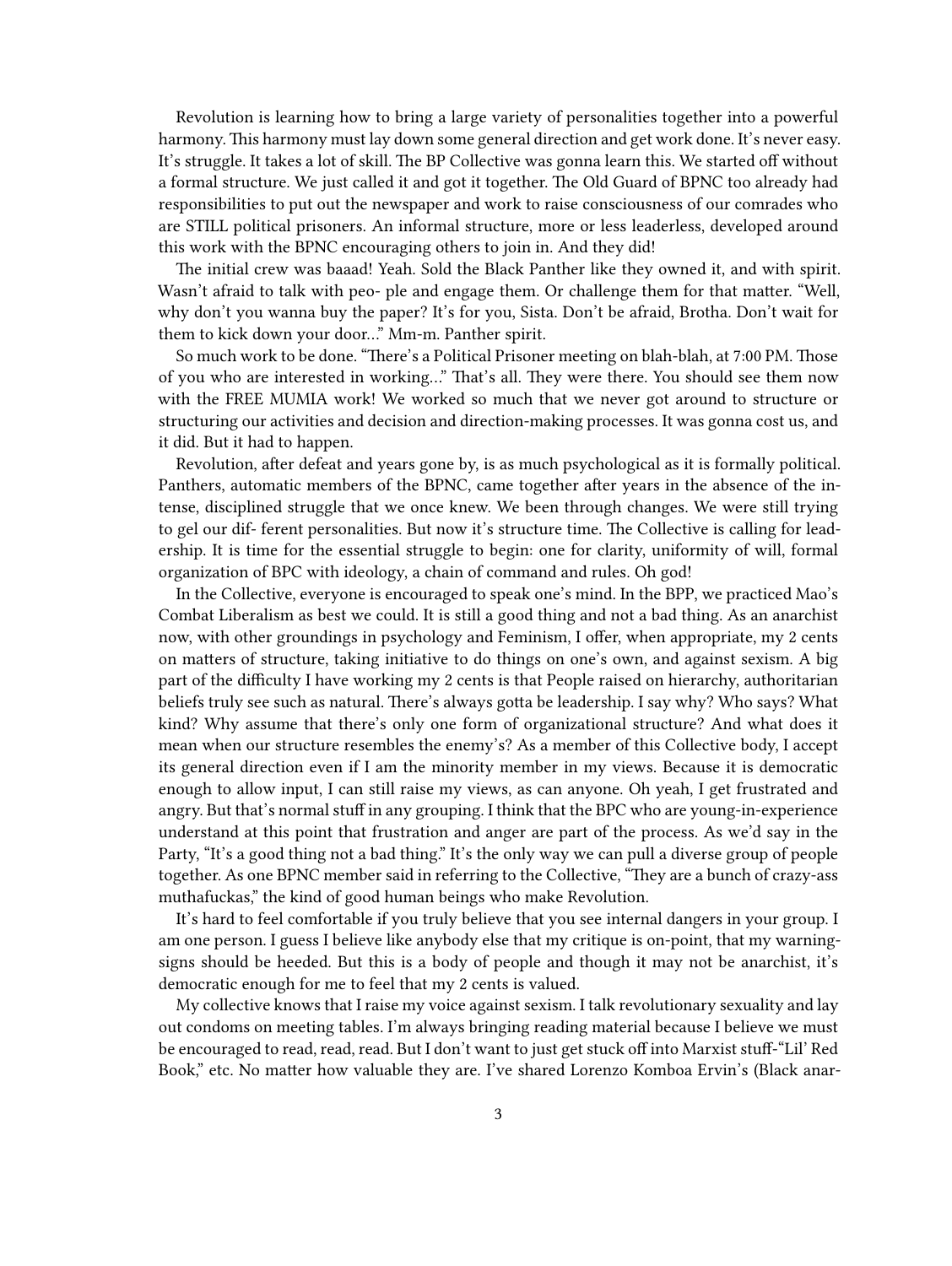Revolution is learning how to bring a large variety of personalities together into a powerful harmony. This harmony must lay down some general direction and get work done. It's never easy. It's struggle. It takes a lot of skill. The BP Collective was gonna learn this. We started off without a formal structure. We just called it and got it together. The Old Guard of BPNC too already had responsibilities to put out the newspaper and work to raise consciousness of our comrades who are STILL political prisoners. An informal structure, more or less leaderless, developed around this work with the BPNC encouraging others to join in. And they did!

The initial crew was baaad! Yeah. Sold the Black Panther like they owned it, and with spirit. Wasn't afraid to talk with peo- ple and engage them. Or challenge them for that matter. "Well, why don't you wanna buy the paper? It's for you, Sista. Don't be afraid, Brotha. Don't wait for them to kick down your door…" Mm-m. Panther spirit.

So much work to be done. "There's a Political Prisoner meeting on blah-blah, at 7:00 PM. Those of you who are interested in working…" That's all. They were there. You should see them now with the FREE MUMIA work! We worked so much that we never got around to structure or structuring our activities and decision and direction-making processes. It was gonna cost us, and it did. But it had to happen.

Revolution, after defeat and years gone by, is as much psychological as it is formally political. Panthers, automatic members of the BPNC, came together after years in the absence of the intense, disciplined struggle that we once knew. We been through changes. We were still trying to gel our dif- ferent personalities. But now it's structure time. The Collective is calling for leadership. It is time for the essential struggle to begin: one for clarity, uniformity of will, formal organization of BPC with ideology, a chain of command and rules. Oh god!

In the Collective, everyone is encouraged to speak one's mind. In the BPP, we practiced Mao's Combat Liberalism as best we could. It is still a good thing and not a bad thing. As an anarchist now, with other groundings in psychology and Feminism, I offer, when appropriate, my 2 cents on matters of structure, taking initiative to do things on one's own, and against sexism. A big part of the difficulty I have working my 2 cents is that People raised on hierarchy, authoritarian beliefs truly see such as natural. There's always gotta be leadership. I say why? Who says? What kind? Why assume that there's only one form of organizational structure? And what does it mean when our structure resembles the enemy's? As a member of this Collective body, I accept its general direction even if I am the minority member in my views. Because it is democratic enough to allow input, I can still raise my views, as can anyone. Oh yeah, I get frustrated and angry. But that's normal stuff in any grouping. I think that the BPC who are young-in-experience understand at this point that frustration and anger are part of the process. As we'd say in the Party, "It's a good thing not a bad thing." It's the only way we can pull a diverse group of people together. As one BPNC member said in referring to the Collective, "They are a bunch of crazy-ass muthafuckas," the kind of good human beings who make Revolution.

It's hard to feel comfortable if you truly believe that you see internal dangers in your group. I am one person. I guess I believe like anybody else that my critique is on-point, that my warning-signs should be heeded. But this is a body of people and though it may not be anarchist, it's democratic enough for me to feel that my 2 cents is valued.

My collective knows that I raise my voice against sexism. I talk revolutionary sexuality and lay out condoms on meeting tables. I'm always bringing reading material because I believe we must be encouraged to read, read, read. But I don't want to just get stuck off into Marxist stuff-"Lil' Red Book," etc. No matter how valuable they are. I've shared Lorenzo Komboa Ervin's (Black anar-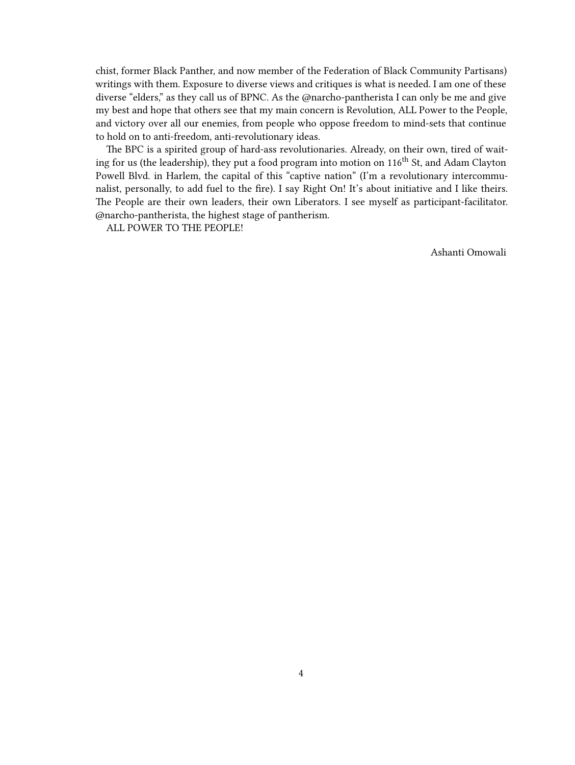chist, former Black Panther, and now member of the Federation of Black Community Partisans) writings with them. Exposure to diverse views and critiques is what is needed. I am one of these diverse "elders," as they call us of BPNC. As the @narcho-pantherista I can only be me and give my best and hope that others see that my main concern is Revolution, ALL Power to the People, and victory over all our enemies, from people who oppose freedom to mind-sets that continue to hold on to anti-freedom, anti-revolutionary ideas.

The BPC is a spirited group of hard-ass revolutionaries. Already, on their own, tired of waiting for us (the leadership), they put a food program into motion on 116th St, and Adam Clayton Powell Blvd. in Harlem, the capital of this "captive nation" (I'm a revolutionary intercommunalist, personally, to add fuel to the fire). I say Right On! It's about initiative and I like theirs. The People are their own leaders, their own Liberators. I see myself as participant-facilitator. @narcho-pantherista, the highest stage of pantherism.

ALL POWER TO THE PEOPLE!

Ashanti Omowali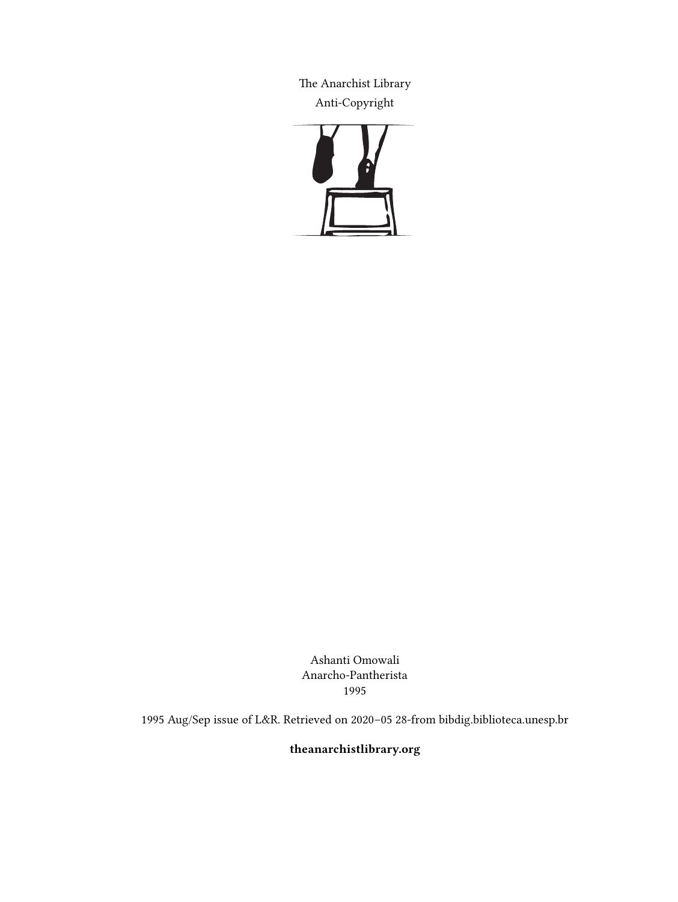The Anarchist Library
Anti-Copyright

Ashanti Omowali
Anarcho-Pantherista
1995

1995 Aug/Sep issue of L&R. Retrieved on 2020–05 28-from bibdig.biblioteca.unesp.br

**theanarchistlibrary.org**